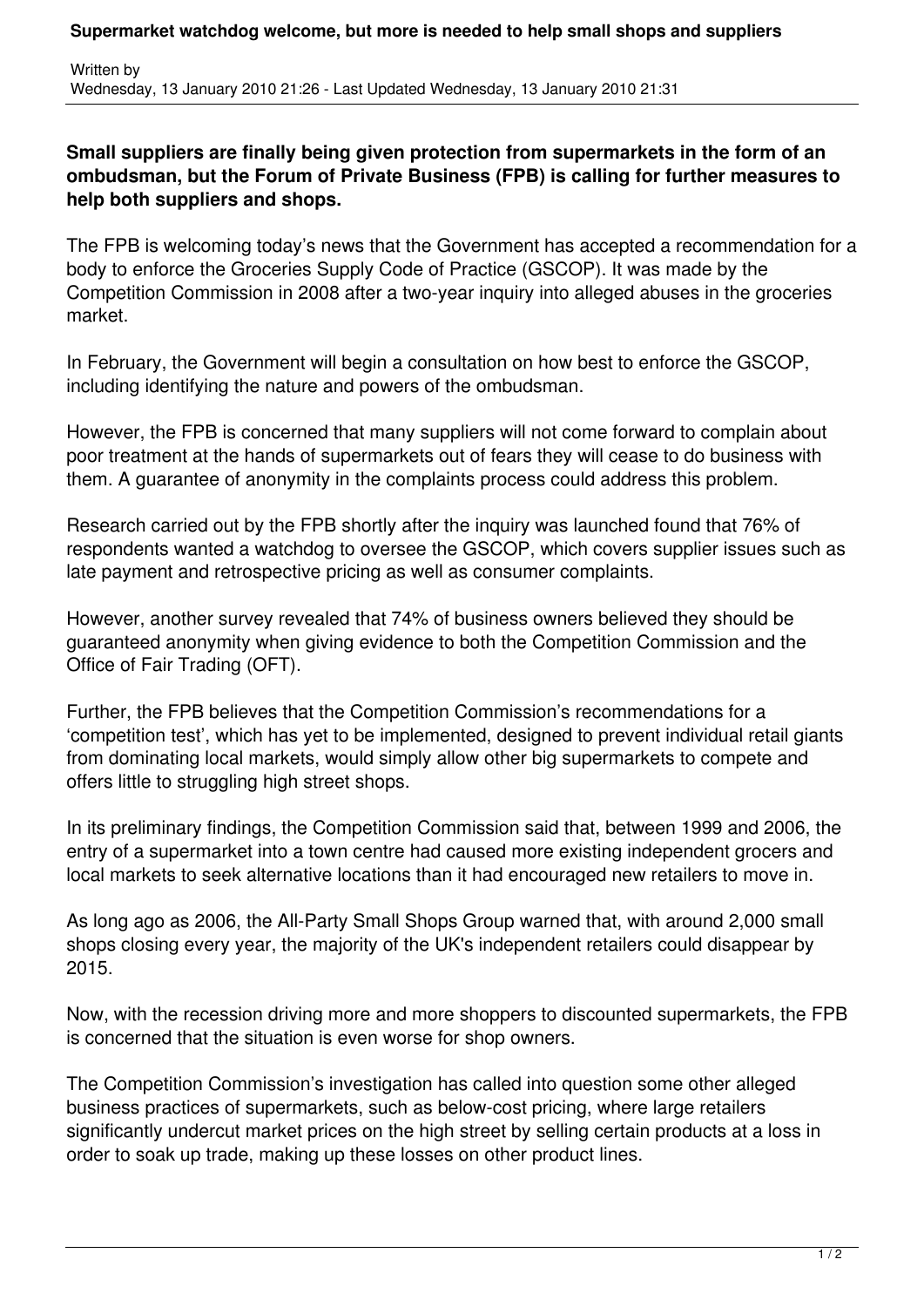# Supermarket watchdog welcome, but more is needed to help small shops and suppliers

Written by
Wednesday, 13 January 2010 21:26 - Last Updated Wednesday, 13 January 2010 21:31

**Small suppliers are finally being given protection from supermarkets in the form of an ombudsman, but the Forum of Private Business (FPB) is calling for further measures to help both suppliers and shops.**

The FPB is welcoming today's news that the Government has accepted a recommendation for a body to enforce the Groceries Supply Code of Practice (GSCOP). It was made by the Competition Commission in 2008 after a two-year inquiry into alleged abuses in the groceries market.

In February, the Government will begin a consultation on how best to enforce the GSCOP, including identifying the nature and powers of the ombudsman.

However, the FPB is concerned that many suppliers will not come forward to complain about poor treatment at the hands of supermarkets out of fears they will cease to do business with them. A guarantee of anonymity in the complaints process could address this problem.

Research carried out by the FPB shortly after the inquiry was launched found that 76% of respondents wanted a watchdog to oversee the GSCOP, which covers supplier issues such as late payment and retrospective pricing as well as consumer complaints.

However, another survey revealed that 74% of business owners believed they should be guaranteed anonymity when giving evidence to both the Competition Commission and the Office of Fair Trading (OFT).

Further, the FPB believes that the Competition Commission's recommendations for a 'competition test', which has yet to be implemented, designed to prevent individual retail giants from dominating local markets, would simply allow other big supermarkets to compete and offers little to struggling high street shops.

In its preliminary findings, the Competition Commission said that, between 1999 and 2006, the entry of a supermarket into a town centre had caused more existing independent grocers and local markets to seek alternative locations than it had encouraged new retailers to move in.

As long ago as 2006, the All-Party Small Shops Group warned that, with around 2,000 small shops closing every year, the majority of the UK's independent retailers could disappear by 2015.

Now, with the recession driving more and more shoppers to discounted supermarkets, the FPB is concerned that the situation is even worse for shop owners.

The Competition Commission's investigation has called into question some other alleged business practices of supermarkets, such as below-cost pricing, where large retailers significantly undercut market prices on the high street by selling certain products at a loss in order to soak up trade, making up these losses on other product lines.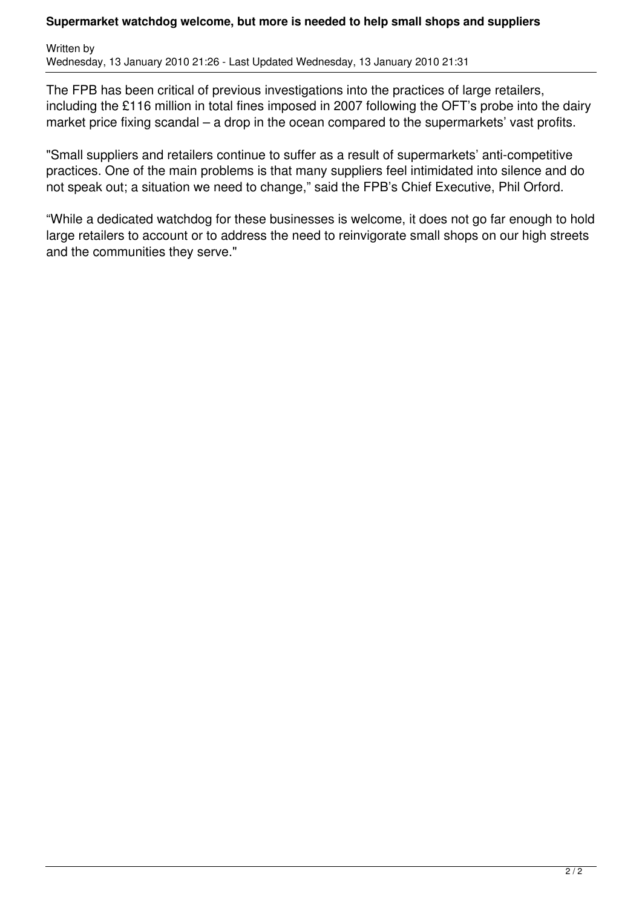The FPB has been critical of previous investigations into the practices of large retailers, including the £116 million in total fines imposed in 2007 following the OFT's probe into the dairy market price fixing scandal – a drop in the ocean compared to the supermarkets' vast profits.

"Small suppliers and retailers continue to suffer as a result of supermarkets' anti-competitive practices. One of the main problems is that many suppliers feel intimidated into silence and do not speak out; a situation we need to change," said the FPB's Chief Executive, Phil Orford.

"While a dedicated watchdog for these businesses is welcome, it does not go far enough to hold large retailers to account or to address the need to reinvigorate small shops on our high streets and the communities they serve."